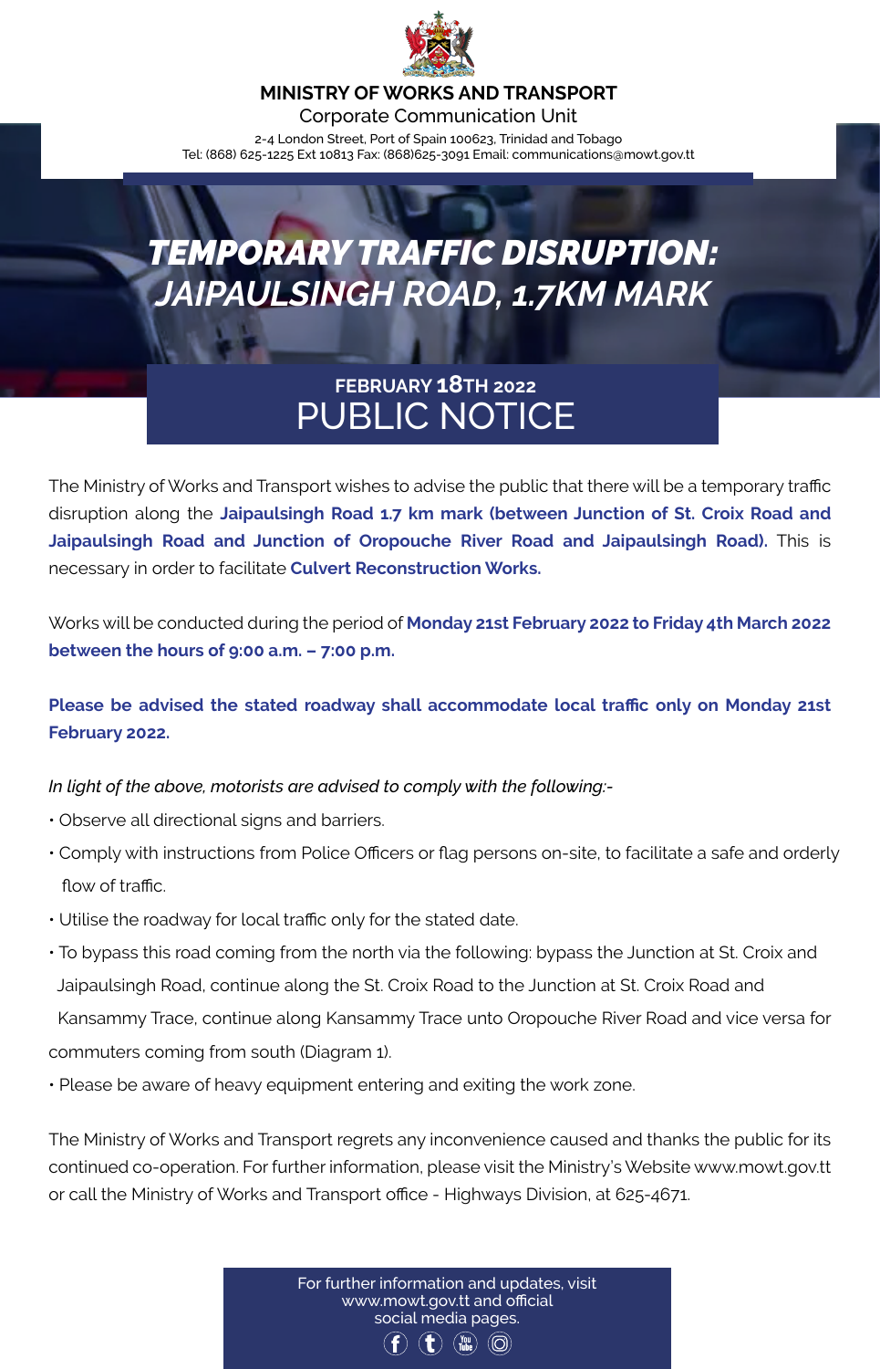**MINISTRY OF WORKS AND TRANSPORT**

Corporate Communication Unit

2-4 London Street, Port of Spain 100623, Trinidad and Tobago
Tel: (868) 625-1225 Ext 10813 Fax: (868)625-3091 Email: communications@mowt.gov.tt

# *TEMPORARY TRAFFIC DISRUPTION: JAIPAULSINGH ROAD, 1.7KM MARK*

**FEBRUARY 18TH 2022**

## PUBLIC NOTICE

The Ministry of Works and Transport wishes to advise the public that there will be a temporary traffic disruption along the **Jaipaulsingh Road 1.7 km mark (between Junction of St. Croix Road and Jaipaulsingh Road and Junction of Oropouche River Road and Jaipaulsingh Road).** This is necessary in order to facilitate **Culvert Reconstruction Works.**

Works will be conducted during the period of **Monday 21st February 2022 to Friday 4th March 2022 between the hours of 9:00 a.m. – 7:00 p.m.**

**Please be advised the stated roadway shall accommodate local traffic only on Monday 21st February 2022.**

*In light of the above, motorists are advised to comply with the following:-*

- Observe all directional signs and barriers.
- Comply with instructions from Police Officers or flag persons on-site, to facilitate a safe and orderly flow of traffic.
- Utilise the roadway for local traffic only for the stated date.
- To bypass this road coming from the north via the following: bypass the Junction at St. Croix and Jaipaulsingh Road, continue along the St. Croix Road to the Junction at St. Croix Road and Kansammy Trace, continue along Kansammy Trace unto Oropouche River Road and vice versa for commuters coming from south (Diagram 1).
- Please be aware of heavy equipment entering and exiting the work zone.

The Ministry of Works and Transport regrets any inconvenience caused and thanks the public for its continued co-operation. For further information, please visit the Ministry's Website www.mowt.gov.tt or call the Ministry of Works and Transport office - Highways Division, at 625-4671.

For further information and updates, visit www.mowt.gov.tt and official social media pages.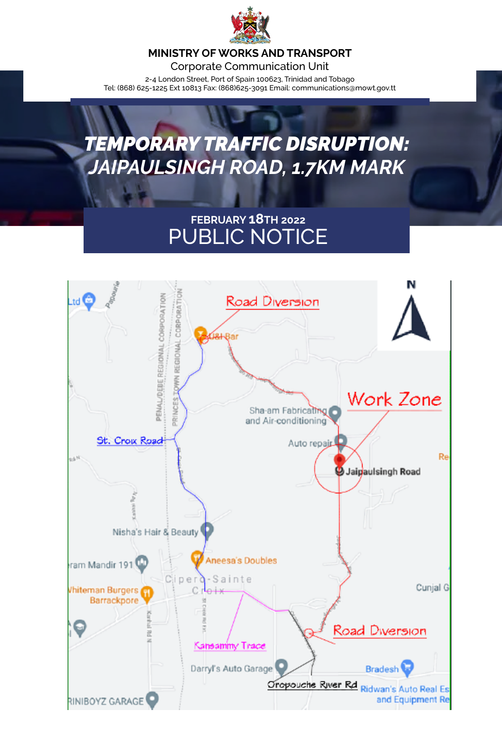**MINISTRY OF WORKS AND TRANSPORT**

Corporate Communication Unit

2-4 London Street, Port of Spain 100623, Trinidad and Tobago
Tel: (868) 625-1225 Ext 10813 Fax: (868)625-3091 Email: communications@mowt.gov.tt

# *TEMPORARY TRAFFIC DISRUPTION: JAIPAULSINGH ROAD, 1.7KM MARK*

FEBRUARY 18TH 2022

## PUBLIC NOTICE

N

Road Diversion

Work Zone

St. Croix Road

Jaipaulsingh Road

Kansammy Trace

Road Diversion

Oropouche River Rd